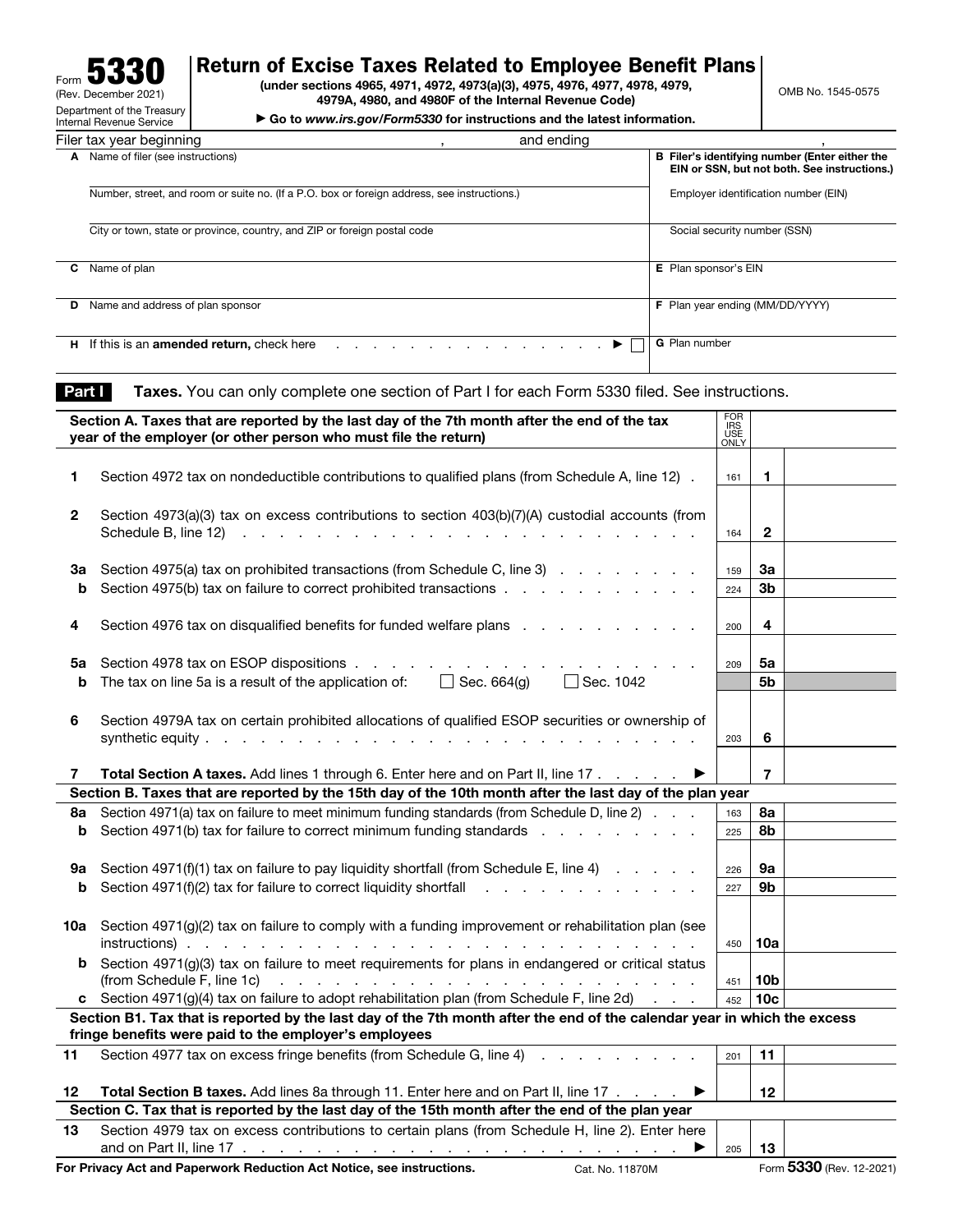Form **5330**
(Rev. December 2021)
Department of the Treasury
Internal Revenue Service

# Return of Excise Taxes Related to Employee Benefit Plans

**(under sections 4965, 4971, 4972, 4973(a)(3), 4975, 4976, 4977, 4978, 4979, 4979A, 4980, and 4980F of the Internal Revenue Code)**

▶ Go to *www.irs.gov/Form5330* for instructions and the latest information.

OMB No. 1545-0575

Filer tax year beginning , and ending ,

| | |
|---|---|
| **A** Name of filer (see instructions) | **B Filer's identifying number (Enter either the EIN or SSN, but not both. See instructions.)** |
| Number, street, and room or suite no. (If a P.O. box or foreign address, see instructions.) | Employer identification number (EIN) |
| City or town, state or province, country, and ZIP or foreign postal code | Social security number (SSN) |
| **C** Name of plan | **E** Plan sponsor's EIN |
| **D** Name and address of plan sponsor | **F** Plan year ending (MM/DD/YYYY) |
| **H** If this is an **amended return,** check here ▶ ☐ | **G** Plan number |

**Part I** **Taxes.** You can only complete one section of Part I for each Form 5330 filed. See instructions.

| | **Section A. Taxes that are reported by the last day of the 7th month after the end of the tax year of the employer (or other person who must file the return)** | FOR IRS USE ONLY | | |
|---|---|---|---|---|
| **1** | Section 4972 tax on nondeductible contributions to qualified plans (from Schedule A, line 12) | 161 | **1** | |
| **2** | Section 4973(a)(3) tax on excess contributions to section 403(b)(7)(A) custodial accounts (from Schedule B, line 12) | 164 | **2** | |
| **3a** | Section 4975(a) tax on prohibited transactions (from Schedule C, line 3) | 159 | **3a** | |
| **b** | Section 4975(b) tax on failure to correct prohibited transactions | 224 | **3b** | |
| **4** | Section 4976 tax on disqualified benefits for funded welfare plans | 200 | **4** | |
| **5a** | Section 4978 tax on ESOP dispositions | 209 | **5a** | |
| **b** | The tax on line 5a is a result of the application of: ☐ Sec. 664(g) ☐ Sec. 1042 | | **5b** | |
| **6** | Section 4979A tax on certain prohibited allocations of qualified ESOP securities or ownership of synthetic equity | 203 | **6** | |
| **7** | **Total Section A taxes.** Add lines 1 through 6. Enter here and on Part II, line 17 ▶ | | **7** | |
| | **Section B. Taxes that are reported by the 15th day of the 10th month after the last day of the plan year** | | | |
| **8a** | Section 4971(a) tax on failure to meet minimum funding standards (from Schedule D, line 2) | 163 | **8a** | |
| **b** | Section 4971(b) tax for failure to correct minimum funding standards | 225 | **8b** | |
| **9a** | Section 4971(f)(1) tax on failure to pay liquidity shortfall (from Schedule E, line 4) | 226 | **9a** | |
| **b** | Section 4971(f)(2) tax for failure to correct liquidity shortfall | 227 | **9b** | |
| **10a** | Section 4971(g)(2) tax on failure to comply with a funding improvement or rehabilitation plan (see instructions) | 450 | **10a** | |
| **b** | Section 4971(g)(3) tax on failure to meet requirements for plans in endangered or critical status (from Schedule F, line 1c) | 451 | **10b** | |
| **c** | Section 4971(g)(4) tax on failure to adopt rehabilitation plan (from Schedule F, line 2d) | 452 | **10c** | |
| | **Section B1. Tax that is reported by the last day of the 7th month after the end of the calendar year in which the excess fringe benefits were paid to the employer's employees** | | | |
| **11** | Section 4977 tax on excess fringe benefits (from Schedule G, line 4) | 201 | **11** | |
| **12** | **Total Section B taxes.** Add lines 8a through 11. Enter here and on Part II, line 17 ▶ | | **12** | |
| | **Section C. Tax that is reported by the last day of the 15th month after the end of the plan year** | | | |
| **13** | Section 4979 tax on excess contributions to certain plans (from Schedule H, line 2). Enter here and on Part II, line 17 ▶ | 205 | **13** | |

**For Privacy Act and Paperwork Reduction Act Notice, see instructions.** Cat. No. 11870M Form **5330** (Rev. 12-2021)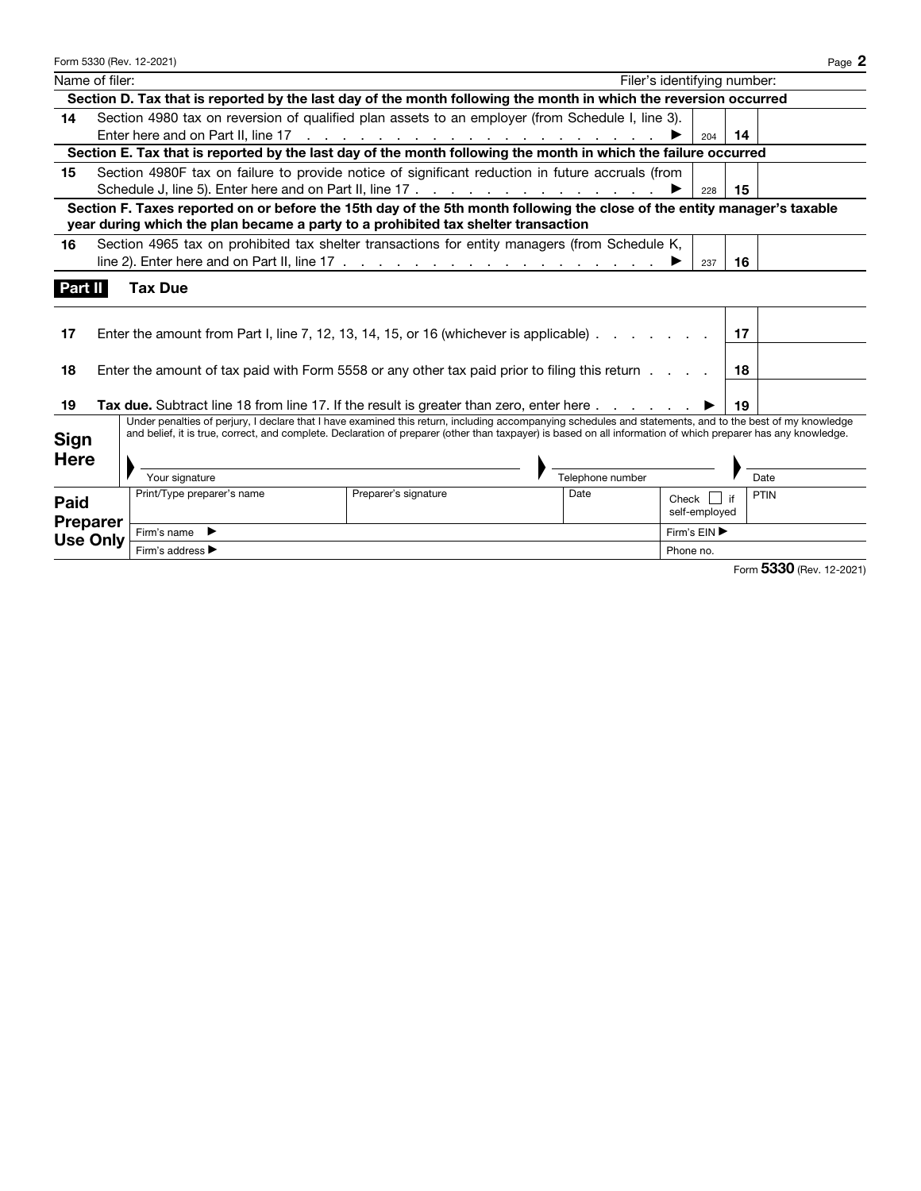Name of filer: | Filer's identifying number:

**Section D. Tax that is reported by the last day of the month following the month in which the reversion occurred**

| | | | | |
|---|---|---|---|---|
| 14 | Section 4980 tax on reversion of qualified plan assets to an employer (from Schedule I, line 3). Enter here and on Part II, line 17 . . . . . . . . . . . . . . . . . . . . . ▶ | 204 | 14 | |

**Section E. Tax that is reported by the last day of the month following the month in which the failure occurred**

| | | | | |
|---|---|---|---|---|
| 15 | Section 4980F tax on failure to provide notice of significant reduction in future accruals (from Schedule J, line 5). Enter here and on Part II, line 17 . . . . . . . . . . . . . . . ▶ | 228 | 15 | |

**Section F. Taxes reported on or before the 15th day of the 5th month following the close of the entity manager's taxable year during which the plan became a party to a prohibited tax shelter transaction**

| | | | | |
|---|---|---|---|---|
| 16 | Section 4965 tax on prohibited tax shelter transactions for entity managers (from Schedule K, line 2). Enter here and on Part II, line 17 . . . . . . . . . . . . . . . . . . . . ▶ | 237 | 16 | |

## Part II Tax Due

| | | | |
|---|---|---|---|
| 17 | Enter the amount from Part I, line 7, 12, 13, 14, 15, or 16 (whichever is applicable) . . . . . . . | 17 | |
| 18 | Enter the amount of tax paid with Form 5558 or any other tax paid prior to filing this return . . . . | 18 | |
| 19 | **Tax due.** Subtract line 18 from line 17. If the result is greater than zero, enter here . . . . . . . ▶ | 19 | |

**Sign Here**

Under penalties of perjury, I declare that I have examined this return, including accompanying schedules and statements, and to the best of my knowledge and belief, it is true, correct, and complete. Declaration of preparer (other than taxpayer) is based on all information of which preparer has any knowledge.

| Your signature | Telephone number | Date |
|---|---|---|
| | | |

**Paid Preparer Use Only**

| Print/Type preparer's name | Preparer's signature | Date | Check ☐ if self-employed | PTIN |
|---|---|---|---|---|
| Firm's name ▶ | | | Firm's EIN ▶ | |
| Firm's address ▶ | | | Phone no. | |

Form **5330** (Rev. 12-2021)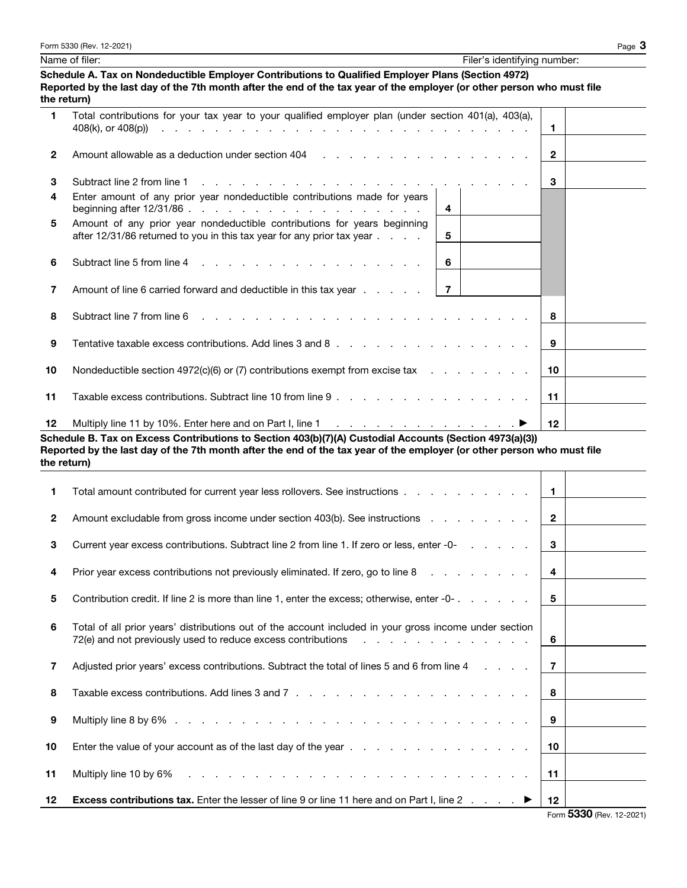Name of filer: Filer's identifying number:

**Schedule A. Tax on Nondeductible Employer Contributions to Qualified Employer Plans (Section 4972)**
**Reported by the last day of the 7th month after the end of the tax year of the employer (or other person who must file the return)**

| | | | | | |
|---|---|---|---|---|---|
| 1 | Total contributions for your tax year to your qualified employer plan (under section 401(a), 403(a), 408(k), or 408(p)) | | | 1 | |
| 2 | Amount allowable as a deduction under section 404 | | | 2 | |
| 3 | Subtract line 2 from line 1 | | | 3 | |
| 4 | Enter amount of any prior year nondeductible contributions made for years beginning after 12/31/86 | 4 | | | |
| 5 | Amount of any prior year nondeductible contributions for years beginning after 12/31/86 returned to you in this tax year for any prior tax year | 5 | | | |
| 6 | Subtract line 5 from line 4 | 6 | | | |
| 7 | Amount of line 6 carried forward and deductible in this tax year | 7 | | | |
| 8 | Subtract line 7 from line 6 | | | 8 | |
| 9 | Tentative taxable excess contributions. Add lines 3 and 8 | | | 9 | |
| 10 | Nondeductible section 4972(c)(6) or (7) contributions exempt from excise tax | | | 10 | |
| 11 | Taxable excess contributions. Subtract line 10 from line 9 | | | 11 | |
| 12 | Multiply line 11 by 10%. Enter here and on Part I, line 1 ▶ | | | 12 | |

**Schedule B. Tax on Excess Contributions to Section 403(b)(7)(A) Custodial Accounts (Section 4973(a)(3))**
**Reported by the last day of the 7th month after the end of the tax year of the employer (or other person who must file the return)**

| | | | |
|---|---|---|---|
| 1 | Total amount contributed for current year less rollovers. See instructions | 1 | |
| 2 | Amount excludable from gross income under section 403(b). See instructions | 2 | |
| 3 | Current year excess contributions. Subtract line 2 from line 1. If zero or less, enter -0- | 3 | |
| 4 | Prior year excess contributions not previously eliminated. If zero, go to line 8 | 4 | |
| 5 | Contribution credit. If line 2 is more than line 1, enter the excess; otherwise, enter -0- | 5 | |
| 6 | Total of all prior years' distributions out of the account included in your gross income under section 72(e) and not previously used to reduce excess contributions | 6 | |
| 7 | Adjusted prior years' excess contributions. Subtract the total of lines 5 and 6 from line 4 | 7 | |
| 8 | Taxable excess contributions. Add lines 3 and 7 | 8 | |
| 9 | Multiply line 8 by 6% | 9 | |
| 10 | Enter the value of your account as of the last day of the year | 10 | |
| 11 | Multiply line 10 by 6% | 11 | |
| 12 | **Excess contributions tax.** Enter the lesser of line 9 or line 11 here and on Part I, line 2 ▶ | 12 | |

Form **5330** (Rev. 12-2021)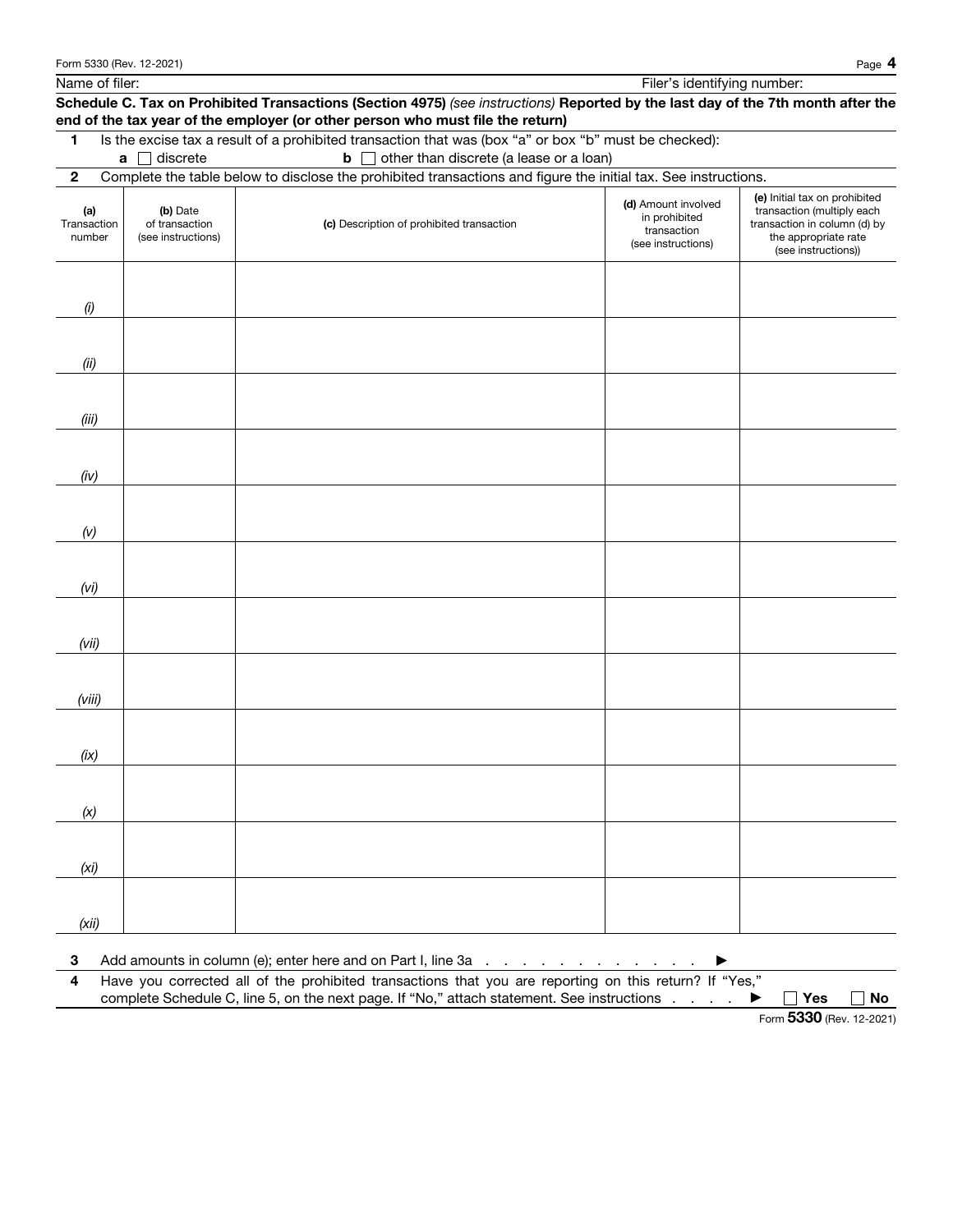Name of filer: Filer's identifying number:

**Schedule C. Tax on Prohibited Transactions (Section 4975)** *(see instructions)* **Reported by the last day of the 7th month after the end of the tax year of the employer (or other person who must file the return)**

**1** Is the excise tax a result of a prohibited transaction that was (box "a" or box "b" must be checked):

**a** ☐ discrete **b** ☐ other than discrete (a lease or a loan)

**2** Complete the table below to disclose the prohibited transactions and figure the initial tax. See instructions.

| (a) Transaction number | (b) Date of transaction (see instructions) | (c) Description of prohibited transaction | (d) Amount involved in prohibited transaction (see instructions) | (e) Initial tax on prohibited transaction (multiply each transaction in column (d) by the appropriate rate (see instructions)) |
|---|---|---|---|---|
| *(i)* | | | | |
| *(ii)* | | | | |
| *(iii)* | | | | |
| *(iv)* | | | | |
| *(v)* | | | | |
| *(vi)* | | | | |
| *(vii)* | | | | |
| *(viii)* | | | | |
| *(ix)* | | | | |
| *(x)* | | | | |
| *(xi)* | | | | |
| *(xii)* | | | | |

**3** Add amounts in column (e); enter here and on Part I, line 3a . . . . . . . . . . . . . . ▶

**4** Have you corrected all of the prohibited transactions that you are reporting on this return? If "Yes," complete Schedule C, line 5, on the next page. If "No," attach statement. See instructions . . . . ▶ ☐ **Yes** ☐ **No**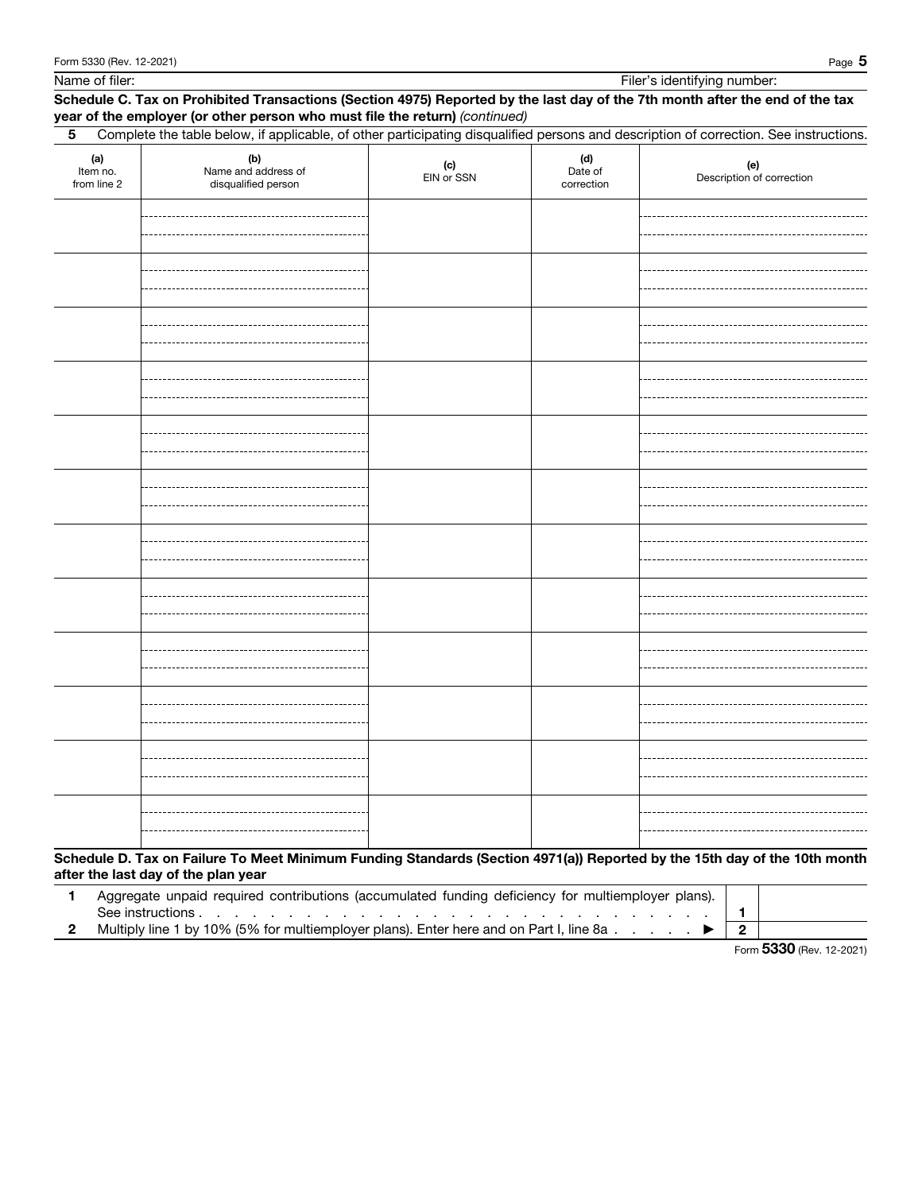Name of filer: Filer's identifying number:

**Schedule C. Tax on Prohibited Transactions (Section 4975) Reported by the last day of the 7th month after the end of the tax year of the employer (or other person who must file the return)** *(continued)*

**5** Complete the table below, if applicable, of other participating disqualified persons and description of correction. See instructions.

| (a) Item no. from line 2 | (b) Name and address of disqualified person | (c) EIN or SSN | (d) Date of correction | (e) Description of correction |
|---|---|---|---|---|
| | | | | |
| | | | | |
| | | | | |
| | | | | |
| | | | | |
| | | | | |
| | | | | |
| | | | | |
| | | | | |
| | | | | |
| | | | | |
| | | | | |

**Schedule D. Tax on Failure To Meet Minimum Funding Standards (Section 4971(a)) Reported by the 15th day of the 10th month after the last day of the plan year**

| | | | |
|---|---|---|---|
| 1 | Aggregate unpaid required contributions (accumulated funding deficiency for multiemployer plans). See instructions | 1 | |
| 2 | Multiply line 1 by 10% (5% for multiemployer plans). Enter here and on Part I, line 8a ▶ | 2 | |

Form **5330** (Rev. 12-2021)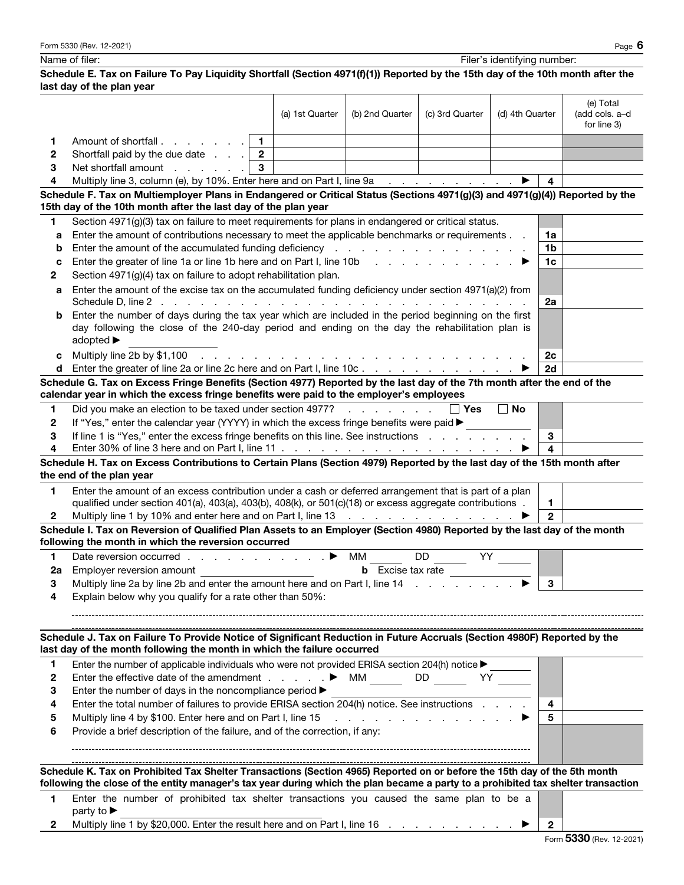Name of filer: Filer's identifying number:

## Schedule E. Tax on Failure To Pay Liquidity Shortfall (Section 4971(f)(1)) Reported by the 15th day of the 10th month after the last day of the plan year

| | | | (a) 1st Quarter | (b) 2nd Quarter | (c) 3rd Quarter | (d) 4th Quarter | (e) Total (add cols. a–d for line 3) |
|---|---|---|---|---|---|---|---|
| 1 | Amount of shortfall | 1 | | | | | |
| 2 | Shortfall paid by the due date | 2 | | | | | |
| 3 | Net shortfall amount | 3 | | | | | |

| | | | |
|---|---|---|---|
| 4 | Multiply line 3, column (e), by 10%. Enter here and on Part I, line 9a ▶ | 4 | |

## Schedule F. Tax on Multiemployer Plans in Endangered or Critical Status (Sections 4971(g)(3) and 4971(g)(4)) Reported by the 15th day of the 10th month after the last day of the plan year

| | | | |
|---|---|---|---|
| 1 | Section 4971(g)(3) tax on failure to meet requirements for plans in endangered or critical status. | | |
| a | Enter the amount of contributions necessary to meet the applicable benchmarks or requirements | 1a | |
| b | Enter the amount of the accumulated funding deficiency | 1b | |
| c | Enter the greater of line 1a or line 1b here and on Part I, line 10b ▶ | 1c | |
| 2 | Section 4971(g)(4) tax on failure to adopt rehabilitation plan. | | |
| a | Enter the amount of the excise tax on the accumulated funding deficiency under section 4971(a)(2) from Schedule D, line 2 | 2a | |
| b | Enter the number of days during the tax year which are included in the period beginning on the first day following the close of the 240-day period and ending on the day the rehabilitation plan is adopted ▶ ______ | | |
| c | Multiply line 2b by $1,100 | 2c | |
| d | Enter the greater of line 2a or line 2c here and on Part I, line 10c ▶ | 2d | |

## Schedule G. Tax on Excess Fringe Benefits (Section 4977) Reported by the last day of the 7th month after the end of the calendar year in which the excess fringe benefits were paid to the employer's employees

| | | | |
|---|---|---|---|
| 1 | Did you make an election to be taxed under section 4977? ☐ Yes ☐ No | | |
| 2 | If "Yes," enter the calendar year (YYYY) in which the excess fringe benefits were paid ▶ ______ | | |
| 3 | If line 1 is "Yes," enter the excess fringe benefits on this line. See instructions | 3 | |
| 4 | Enter 30% of line 3 here and on Part I, line 11 ▶ | 4 | |

## Schedule H. Tax on Excess Contributions to Certain Plans (Section 4979) Reported by the last day of the 15th month after the end of the plan year

| | | | |
|---|---|---|---|
| 1 | Enter the amount of an excess contribution under a cash or deferred arrangement that is part of a plan qualified under section 401(a), 403(a), 403(b), 408(k), or 501(c)(18) or excess aggregate contributions | 1 | |
| 2 | Multiply line 1 by 10% and enter here and on Part I, line 13 ▶ | 2 | |

## Schedule I. Tax on Reversion of Qualified Plan Assets to an Employer (Section 4980) Reported by the last day of the month following the month in which the reversion occurred

| | | | |
|---|---|---|---|
| 1 | Date reversion occurred ▶ MM ______ DD ______ YY ______ | | |
| 2a | Employer reversion amount ______ **b** Excise tax rate ______ | | |
| 3 | Multiply line 2a by line 2b and enter the amount here and on Part I, line 14 ▶ | 3 | |
| 4 | Explain below why you qualify for a rate other than 50%: | | |

## Schedule J. Tax on Failure To Provide Notice of Significant Reduction in Future Accruals (Section 4980F) Reported by the last day of the month following the month in which the failure occurred

| | | | |
|---|---|---|---|
| 1 | Enter the number of applicable individuals who were not provided ERISA section 204(h) notice ▶ ______ | | |
| 2 | Enter the effective date of the amendment ▶ MM ______ DD ______ YY ______ | | |
| 3 | Enter the number of days in the noncompliance period ▶ ______ | | |
| 4 | Enter the total number of failures to provide ERISA section 204(h) notice. See instructions | 4 | |
| 5 | Multiply line 4 by $100. Enter here and on Part I, line 15 ▶ | 5 | |
| 6 | Provide a brief description of the failure, and of the correction, if any: | | |

## Schedule K. Tax on Prohibited Tax Shelter Transactions (Section 4965) Reported on or before the 15th day of the 5th month following the close of the entity manager's tax year during which the plan became a party to a prohibited tax shelter transaction

| | | | |
|---|---|---|---|
| 1 | Enter the number of prohibited tax shelter transactions you caused the same plan to be a party to ▶ ______ | | |
| 2 | Multiply line 1 by $20,000. Enter the result here and on Part I, line 16 ▶ | 2 | |

Form **5330** (Rev. 12-2021)